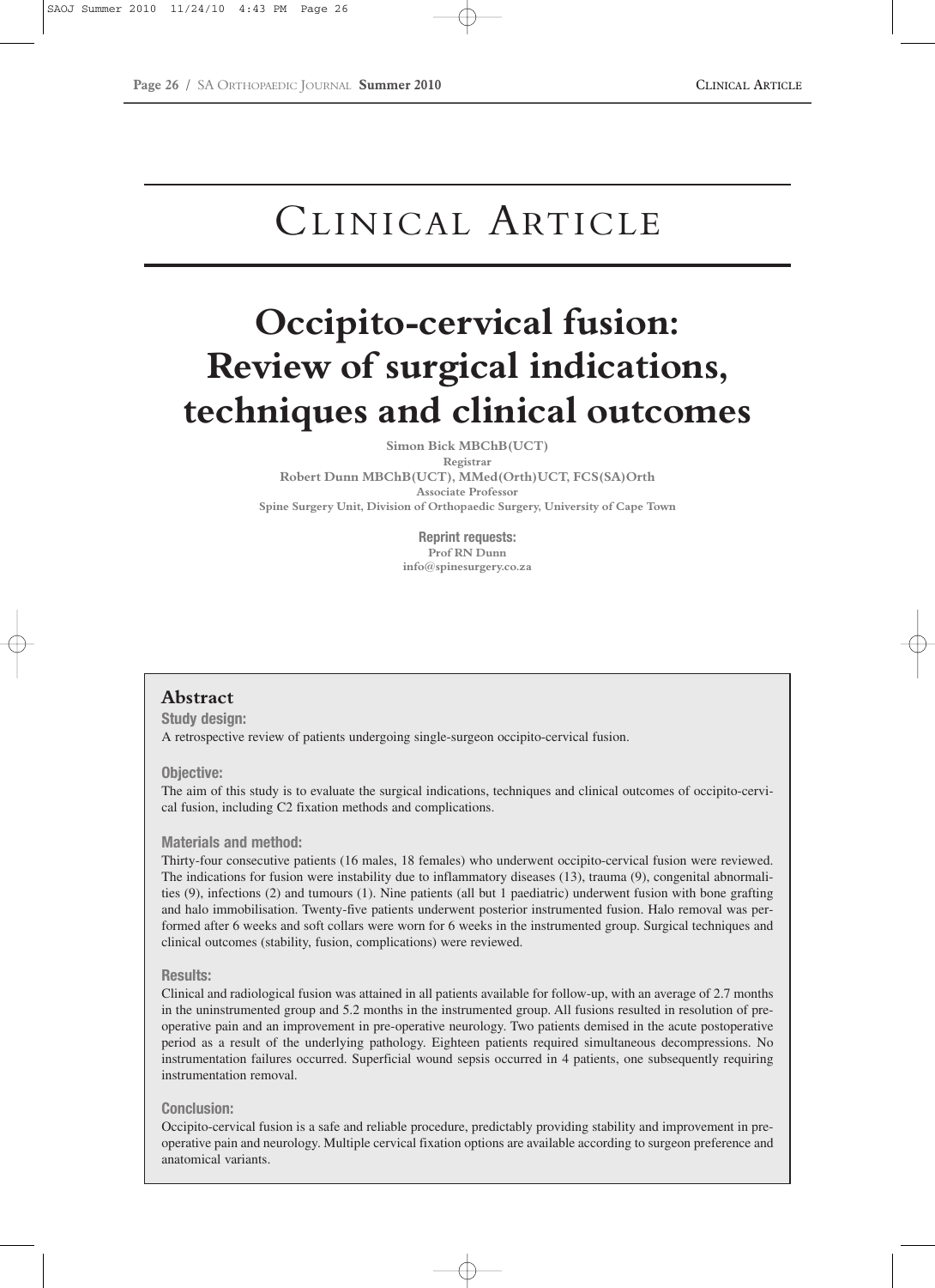# CLINICAL ARTICLE

# Occipito-cervical fusion: Review of surgical indications, techniques and clinical outcomes

**Simon Bick MBChB(UCT)**
Registrar
**Robert Dunn MBChB(UCT), MMed(Orth)UCT, FCS(SA)Orth**
Associate Professor
Spine Surgery Unit, Division of Orthopaedic Surgery, University of Cape Town

**Reprint requests:**
Prof RN Dunn
info@spinesurgery.co.za

## Abstract

**Study design:**
A retrospective review of patients undergoing single-surgeon occipito-cervical fusion.

**Objective:**
The aim of this study is to evaluate the surgical indications, techniques and clinical outcomes of occipito-cervical fusion, including C2 fixation methods and complications.

**Materials and method:**
Thirty-four consecutive patients (16 males, 18 females) who underwent occipito-cervical fusion were reviewed. The indications for fusion were instability due to inflammatory diseases (13), trauma (9), congenital abnormalities (9), infections (2) and tumours (1). Nine patients (all but 1 paediatric) underwent fusion with bone grafting and halo immobilisation. Twenty-five patients underwent posterior instrumented fusion. Halo removal was performed after 6 weeks and soft collars were worn for 6 weeks in the instrumented group. Surgical techniques and clinical outcomes (stability, fusion, complications) were reviewed.

**Results:**
Clinical and radiological fusion was attained in all patients available for follow-up, with an average of 2.7 months in the uninstrumented group and 5.2 months in the instrumented group. All fusions resulted in resolution of pre-operative pain and an improvement in pre-operative neurology. Two patients demised in the acute postoperative period as a result of the underlying pathology. Eighteen patients required simultaneous decompressions. No instrumentation failures occurred. Superficial wound sepsis occurred in 4 patients, one subsequently requiring instrumentation removal.

**Conclusion:**
Occipito-cervical fusion is a safe and reliable procedure, predictably providing stability and improvement in pre-operative pain and neurology. Multiple cervical fixation options are available according to surgeon preference and anatomical variants.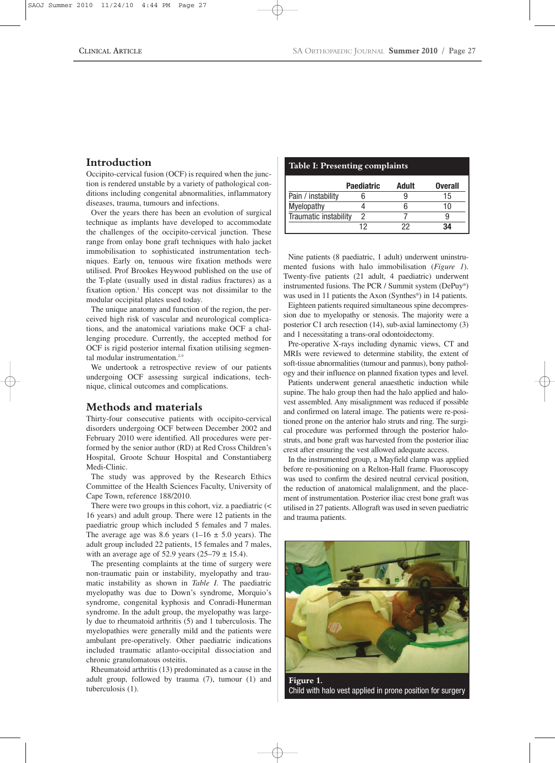## Introduction

Occipito-cervical fusion (OCF) is required when the junction is rendered unstable by a variety of pathological conditions including congenital abnormalities, inflammatory diseases, trauma, tumours and infections.

Over the years there has been an evolution of surgical technique as implants have developed to accommodate the challenges of the occipito-cervical junction. These range from onlay bone graft techniques with halo jacket immobilisation to sophisticated instrumentation techniques. Early on, tenuous wire fixation methods were utilised. Prof Brookes Heywood published on the use of the T-plate (usually used in distal radius fractures) as a fixation option.[1] His concept was not dissimilar to the modular occipital plates used today.

The unique anatomy and function of the region, the perceived high risk of vascular and neurological complications, and the anatomical variations make OCF a challenging procedure. Currently, the accepted method for OCF is rigid posterior internal fixation utilising segmental modular instrumentation.[2-9]

We undertook a retrospective review of our patients undergoing OCF assessing surgical indications, technique, clinical outcomes and complications.

## Methods and materials

Thirty-four consecutive patients with occipito-cervical disorders undergoing OCF between December 2002 and February 2010 were identified. All procedures were performed by the senior author (RD) at Red Cross Children's Hospital, Groote Schuur Hospital and Constantiaberg Medi-Clinic.

The study was approved by the Research Ethics Committee of the Health Sciences Faculty, University of Cape Town, reference 188/2010.

There were two groups in this cohort, viz. a paediatric (< 16 years) and adult group. There were 12 patients in the paediatric group which included 5 females and 7 males. The average age was 8.6 years (1–16 ± 5.0 years). The adult group included 22 patients, 15 females and 7 males, with an average age of 52.9 years (25–79 ± 15.4).

The presenting complaints at the time of surgery were non-traumatic pain or instability, myelopathy and traumatic instability as shown in *Table I*. The paediatric myelopathy was due to Down's syndrome, Morquio's syndrome, congenital kyphosis and Conradi-Hunerman syndrome. In the adult group, the myelopathy was largely due to rheumatoid arthritis (5) and 1 tuberculosis. The myelopathies were generally mild and the patients were ambulant pre-operatively. Other paediatric indications included traumatic atlanto-occipital dissociation and chronic granulomatous osteitis.

Rheumatoid arthritis (13) predominated as a cause in the adult group, followed by trauma (7), tumour (1) and tuberculosis (1).

**Table I: Presenting complaints**

| | Paediatric | Adult | Overall |
|---|---|---|---|
| Pain / instability | 6 | 9 | 15 |
| Myelopathy | 4 | 6 | 10 |
| Traumatic instability | 2 | 7 | 9 |
| | 12 | 22 | **34** |

Nine patients (8 paediatric, 1 adult) underwent uninstrumented fusions with halo immobilisation (*Figure 1*). Twenty-five patients (21 adult, 4 paediatric) underwent instrumented fusions. The PCR / Summit system (DePuy®) was used in 11 patients the Axon (Synthes®) in 14 patients.

Eighteen patients required simultaneous spine decompression due to myelopathy or stenosis. The majority were a posterior C1 arch resection (14), sub-axial laminectomy (3) and 1 necessitating a trans-oral odontoidectomy.

Pre-operative X-rays including dynamic views, CT and MRIs were reviewed to determine stability, the extent of soft-tissue abnormalities (tumour and pannus), bony pathology and their influence on planned fixation types and level.

Patients underwent general anaesthetic induction while supine. The halo group then had the halo applied and halo-vest assembled. Any misalignment was reduced if possible and confirmed on lateral image. The patients were re-positioned prone on the anterior halo struts and ring. The surgical procedure was performed through the posterior halo-struts, and bone graft was harvested from the posterior iliac crest after ensuring the vest allowed adequate access.

In the instrumented group, a Mayfield clamp was applied before re-positioning on a Relton-Hall frame. Fluoroscopy was used to confirm the desired neutral cervical position, the reduction of anatomical malalignment, and the placement of instrumentation. Posterior iliac crest bone graft was utilised in 27 patients. Allograft was used in seven paediatric and trauma patients.

**Figure 1.**
Child with halo vest applied in prone position for surgery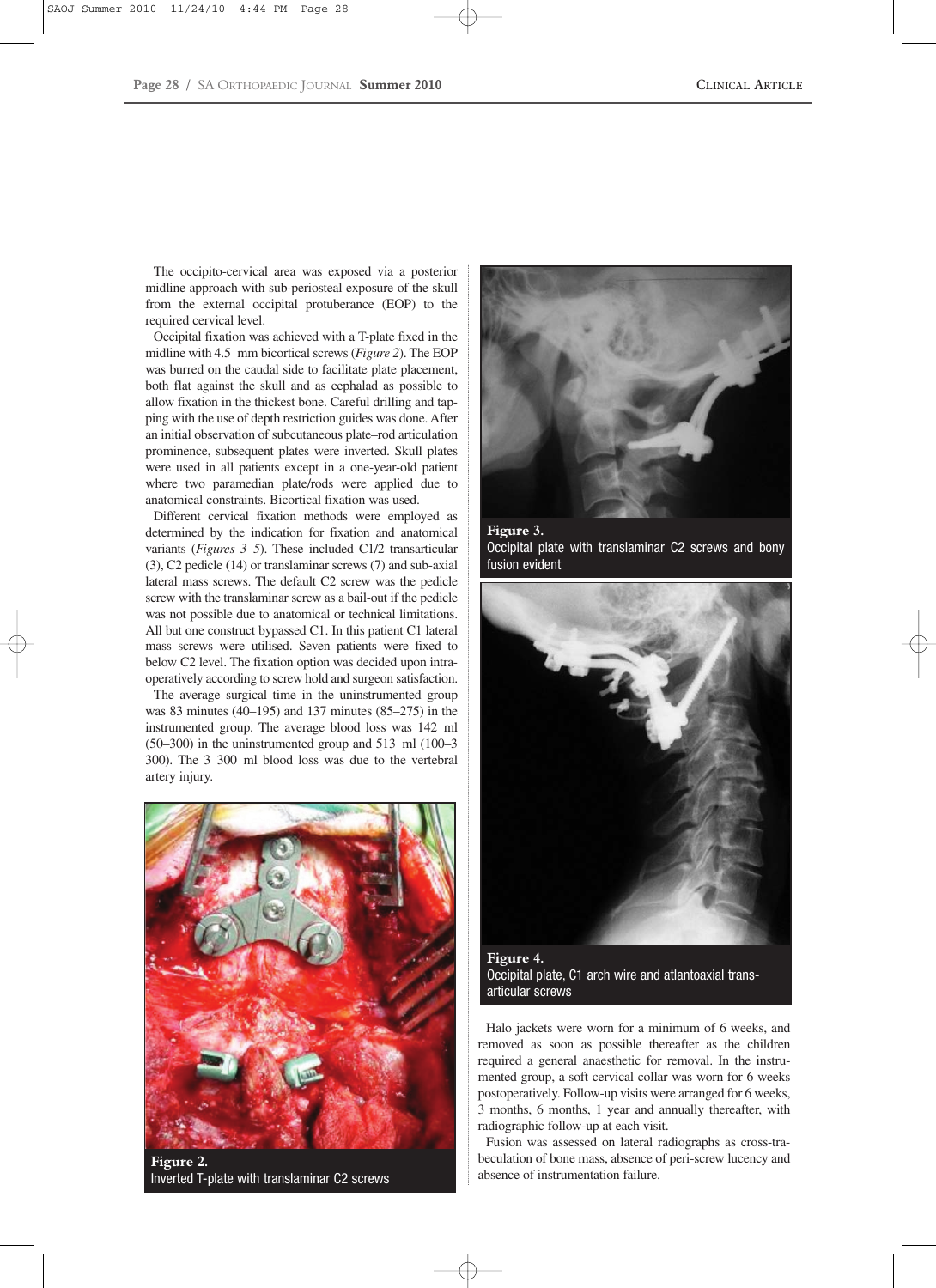The occipito-cervical area was exposed via a posterior midline approach with sub-periosteal exposure of the skull from the external occipital protuberance (EOP) to the required cervical level.

Occipital fixation was achieved with a T-plate fixed in the midline with 4.5 mm bicortical screws (*Figure 2*). The EOP was burred on the caudal side to facilitate plate placement, both flat against the skull and as cephalad as possible to allow fixation in the thickest bone. Careful drilling and tapping with the use of depth restriction guides was done. After an initial observation of subcutaneous plate–rod articulation prominence, subsequent plates were inverted. Skull plates were used in all patients except in a one-year-old patient where two paramedian plate/rods were applied due to anatomical constraints. Bicortical fixation was used.

Different cervical fixation methods were employed as determined by the indication for fixation and anatomical variants (*Figures 3–5*). These included C1/2 transarticular (3), C2 pedicle (14) or translaminar screws (7) and sub-axial lateral mass screws. The default C2 screw was the pedicle screw with the translaminar screw as a bail-out if the pedicle was not possible due to anatomical or technical limitations. All but one construct bypassed C1. In this patient C1 lateral mass screws were utilised. Seven patients were fixed to below C2 level. The fixation option was decided upon intra-operatively according to screw hold and surgeon satisfaction.

The average surgical time in the uninstrumented group was 83 minutes (40–195) and 137 minutes (85–275) in the instrumented group. The average blood loss was 142 ml (50–300) in the uninstrumented group and 513 ml (100–3 300). The 3 300 ml blood loss was due to the vertebral artery injury.

**Figure 2.** Inverted T-plate with translaminar C2 screws

**Figure 3.** Occipital plate with translaminar C2 screws and bony fusion evident

**Figure 4.** Occipital plate, C1 arch wire and atlantoaxial trans-articular screws

Halo jackets were worn for a minimum of 6 weeks, and removed as soon as possible thereafter as the children required a general anaesthetic for removal. In the instrumented group, a soft cervical collar was worn for 6 weeks postoperatively. Follow-up visits were arranged for 6 weeks, 3 months, 6 months, 1 year and annually thereafter, with radiographic follow-up at each visit.

Fusion was assessed on lateral radiographs as cross-trabeculation of bone mass, absence of peri-screw lucency and absence of instrumentation failure.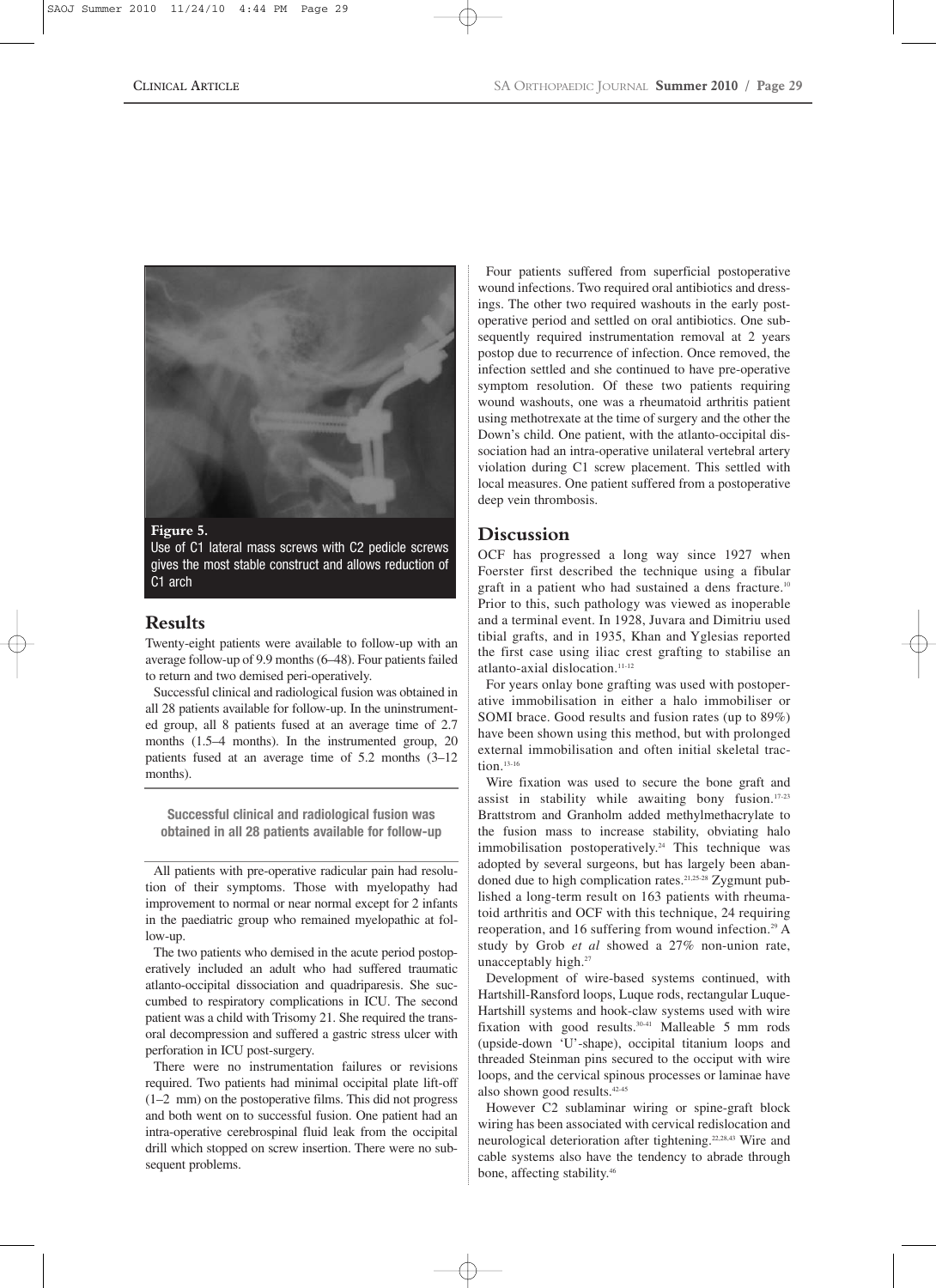**Figure 5.**
Use of C1 lateral mass screws with C2 pedicle screws gives the most stable construct and allows reduction of C1 arch

## Results

Twenty-eight patients were available to follow-up with an average follow-up of 9.9 months (6–48). Four patients failed to return and two demised peri-operatively.

Successful clinical and radiological fusion was obtained in all 28 patients available for follow-up. In the uninstrumented group, all 8 patients fused at an average time of 2.7 months (1.5–4 months). In the instrumented group, 20 patients fused at an average time of 5.2 months (3–12 months).

**Successful clinical and radiological fusion was obtained in all 28 patients available for follow-up**

All patients with pre-operative radicular pain had resolution of their symptoms. Those with myelopathy had improvement to normal or near normal except for 2 infants in the paediatric group who remained myelopathic at follow-up.

The two patients who demised in the acute period postoperatively included an adult who had suffered traumatic atlanto-occipital dissociation and quadriparesis. She succumbed to respiratory complications in ICU. The second patient was a child with Trisomy 21. She required the transoral decompression and suffered a gastric stress ulcer with perforation in ICU post-surgery.

There were no instrumentation failures or revisions required. Two patients had minimal occipital plate lift-off (1–2 mm) on the postoperative films. This did not progress and both went on to successful fusion. One patient had an intra-operative cerebrospinal fluid leak from the occipital drill which stopped on screw insertion. There were no subsequent problems.

Four patients suffered from superficial postoperative wound infections. Two required oral antibiotics and dressings. The other two required washouts in the early postoperative period and settled on oral antibiotics. One subsequently required instrumentation removal at 2 years postop due to recurrence of infection. Once removed, the infection settled and she continued to have pre-operative symptom resolution. Of these two patients requiring wound washouts, one was a rheumatoid arthritis patient using methotrexate at the time of surgery and the other the Down's child. One patient, with the atlanto-occipital dissociation had an intra-operative unilateral vertebral artery violation during C1 screw placement. This settled with local measures. One patient suffered from a postoperative deep vein thrombosis.

## Discussion

OCF has progressed a long way since 1927 when Foerster first described the technique using a fibular graft in a patient who had sustained a dens fracture.[10] Prior to this, such pathology was viewed as inoperable and a terminal event. In 1928, Juvara and Dimitriu used tibial grafts, and in 1935, Khan and Yglesias reported the first case using iliac crest grafting to stabilise an atlanto-axial dislocation.[11-12]

For years onlay bone grafting was used with postoperative immobilisation in either a halo immobiliser or SOMI brace. Good results and fusion rates (up to 89%) have been shown using this method, but with prolonged external immobilisation and often initial skeletal traction.[13-16]

Wire fixation was used to secure the bone graft and assist in stability while awaiting bony fusion.[17-23] Brattstrom and Granholm added methylmethacrylate to the fusion mass to increase stability, obviating halo immobilisation postoperatively.[24] This technique was adopted by several surgeons, but has largely been abandoned due to high complication rates.[21,25-28] Zygmunt published a long-term result on 163 patients with rheumatoid arthritis and OCF with this technique, 24 requiring reoperation, and 16 suffering from wound infection.[29] A study by Grob *et al* showed a 27% non-union rate, unacceptably high.[27]

Development of wire-based systems continued, with Hartshill-Ransford loops, Luque rods, rectangular Luque-Hartshill systems and hook-claw systems used with wire fixation with good results.[30-41] Malleable 5 mm rods (upside-down 'U'-shape), occipital titanium loops and threaded Steinman pins secured to the occiput with wire loops, and the cervical spinous processes or laminae have also shown good results.[42-45]

However C2 sublaminar wiring or spine-graft block wiring has been associated with cervical redislocation and neurological deterioration after tightening.[22,28,43] Wire and cable systems also have the tendency to abrade through bone, affecting stability.[46]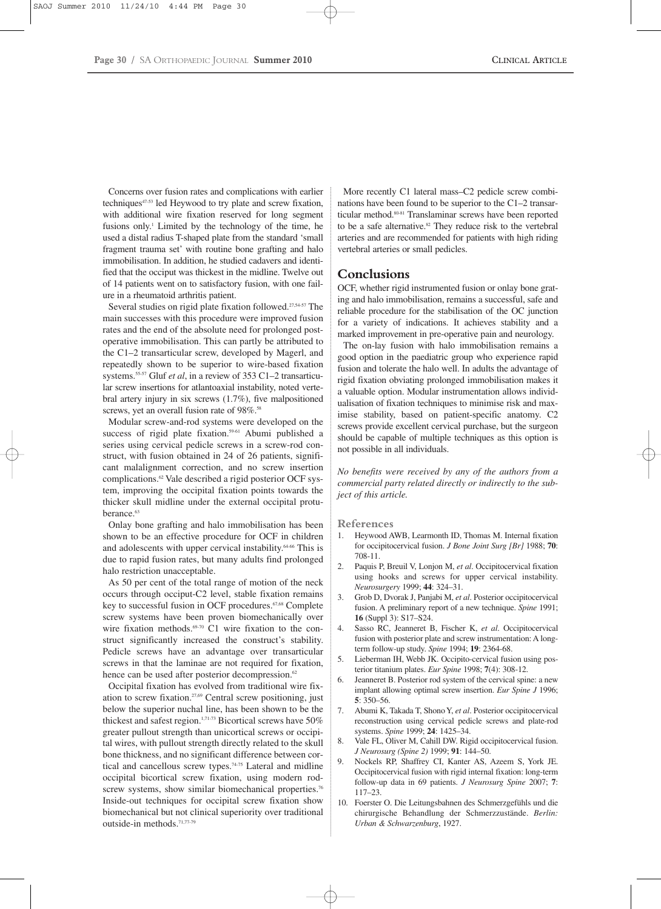Concerns over fusion rates and complications with earlier techniques[47-53] led Heywood to try plate and screw fixation, with additional wire fixation reserved for long segment fusions only.[1] Limited by the technology of the time, he used a distal radius T-shaped plate from the standard 'small fragment trauma set' with routine bone grafting and halo immobilisation. In addition, he studied cadavers and identified that the occiput was thickest in the midline. Twelve out of 14 patients went on to satisfactory fusion, with one failure in a rheumatoid arthritis patient.

Several studies on rigid plate fixation followed.[27,54-57] The main successes with this procedure were improved fusion rates and the end of the absolute need for prolonged postoperative immobilisation. This can partly be attributed to the C1–2 transarticular screw, developed by Magerl, and repeatedly shown to be superior to wire-based fixation systems.[55-57] Gluf *et al*, in a review of 353 C1–2 transarticular screw insertions for atlantoaxial instability, noted vertebral artery injury in six screws (1.7%), five malpositioned screws, yet an overall fusion rate of 98%.[58]

Modular screw-and-rod systems were developed on the success of rigid plate fixation.[59-61] Abumi published a series using cervical pedicle screws in a screw-rod construct, with fusion obtained in 24 of 26 patients, significant malalignment correction, and no screw insertion complications.[62] Vale described a rigid posterior OCF system, improving the occipital fixation points towards the thicker skull midline under the external occipital protuberance.[63]

Onlay bone grafting and halo immobilisation has been shown to be an effective procedure for OCF in children and adolescents with upper cervical instability.[64-66] This is due to rapid fusion rates, but many adults find prolonged halo restriction unacceptable.

As 50 per cent of the total range of motion of the neck occurs through occiput-C2 level, stable fixation remains key to successful fusion in OCF procedures.[67,68] Complete screw systems have been proven biomechanically over wire fixation methods.[69-70] C1 wire fixation to the construct significantly increased the construct's stability. Pedicle screws have an advantage over transarticular screws in that the laminae are not required for fixation, hence can be used after posterior decompression.[62]

Occipital fixation has evolved from traditional wire fixation to screw fixation.[27,69] Central screw positioning, just below the superior nuchal line, has been shown to be the thickest and safest region.[1,71-73] Bicortical screws have 50% greater pullout strength than unicortical screws or occipital wires, with pullout strength directly related to the skull bone thickness, and no significant difference between cortical and cancellous screw types.[74-75] Lateral and midline occipital bicortical screw fixation, using modern rod-screw systems, show similar biomechanical properties.[76] Inside-out techniques for occipital screw fixation show biomechanical but not clinical superiority over traditional outside-in methods.[71,77-79]

More recently C1 lateral mass–C2 pedicle screw combinations have been found to be superior to the C1–2 transarticular method.[80-81] Translaminar screws have been reported to be a safe alternative.[82] They reduce risk to the vertebral arteries and are recommended for patients with high riding vertebral arteries or small pedicles.

## Conclusions

OCF, whether rigid instrumented fusion or onlay bone grating and halo immobilisation, remains a successful, safe and reliable procedure for the stabilisation of the OC junction for a variety of indications. It achieves stability and a marked improvement in pre-operative pain and neurology.

The on-lay fusion with halo immobilisation remains a good option in the paediatric group who experience rapid fusion and tolerate the halo well. In adults the advantage of rigid fixation obviating prolonged immobilisation makes it a valuable option. Modular instrumentation allows individualisation of fixation techniques to minimise risk and maximise stability, based on patient-specific anatomy. C2 screws provide excellent cervical purchase, but the surgeon should be capable of multiple techniques as this option is not possible in all individuals.

*No benefits were received by any of the authors from a commercial party related directly or indirectly to the subject of this article.*

## References

1. Heywood AWB, Learmonth ID, Thomas M. Internal fixation for occipitocervical fusion. *J Bone Joint Surg [Br]* 1988; **70**: 708-11.
2. Paquis P, Breuil V, Lonjon M, *et al*. Occipitocervical fixation using hooks and screws for upper cervical instability. *Neurosurgery* 1999; **44**: 324–31.
3. Grob D, Dvorak J, Panjabi M, *et al*. Posterior occipitocervical fusion. A preliminary report of a new technique. *Spine* 1991; **16** (Suppl 3): S17–S24.
4. Sasso RC, Jeanneret B, Fischer K, *et al*. Occipitocervical fusion with posterior plate and screw instrumentation: A long-term follow-up study. *Spine* 1994; **19**: 2364-68.
5. Lieberman IH, Webb JK. Occipito-cervical fusion using posterior titanium plates. *Eur Spine* 1998; **7**(4): 308-12.
6. Jeanneret B. Posterior rod system of the cervical spine: a new implant allowing optimal screw insertion. *Eur Spine J* 1996; **5**: 350–56.
7. Abumi K, Takada T, Shono Y, *et al*. Posterior occipitocervical reconstruction using cervical pedicle screws and plate-rod systems. *Spine* 1999; **24**: 1425–34.
8. Vale FL, Oliver M, Cahill DW. Rigid occipitocervical fusion. *J Neurosurg (Spine 2)* 1999; **91**: 144–50.
9. Nockels RP, Shaffrey CI, Kanter AS, Azeem S, York JE. Occipitocervical fusion with rigid internal fixation: long-term follow-up data in 69 patients. *J Neurosurg Spine* 2007; **7**: 117–23.
10. Foerster O. Die Leitungsbahnen des Schmerzgefühls und die chirurgische Behandlung der Schmerzzustände. *Berlin: Urban & Schwarzenburg*, 1927.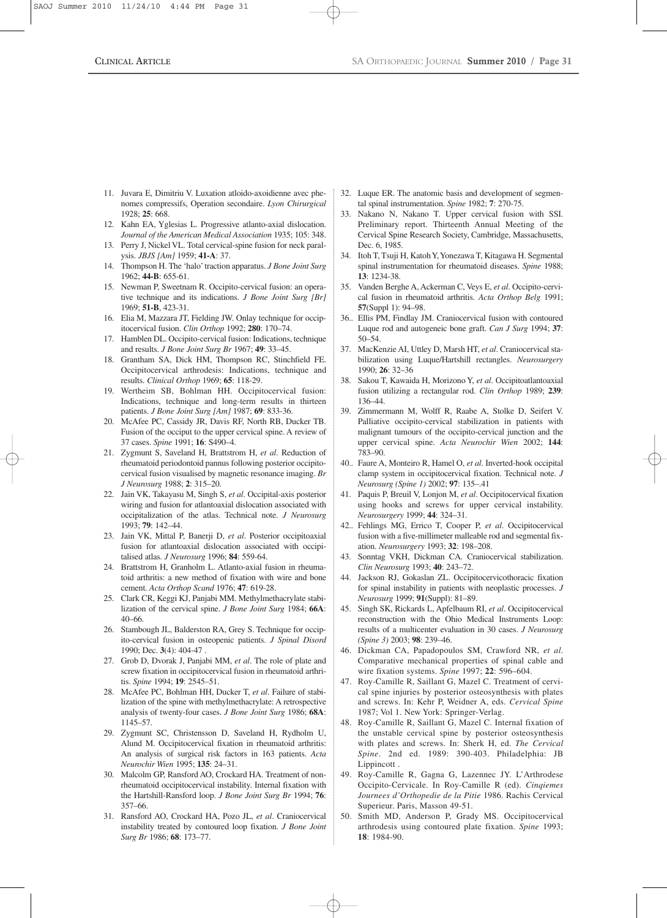11. Juvara E, Dimitriu V. Luxation atloido-axoidienne avec phenomes compressifs, Operation secondaire. *Lyon Chirurgical* 1928; **25**: 668.
12. Kahn EA, Yglesias L. Progressive atlanto-axial dislocation. *Journal of the American Medical Association* 1935; 105: 348.
13. Perry J, Nickel VL. Total cervical-spine fusion for neck paralysis. *JBJS [Am]* 1959; **41-A**: 37.
14. Thompson H. The 'halo' traction apparatus. *J Bone Joint Surg* 1962; **44-B**: 655-61.
15. Newman P, Sweetnam R. Occipito-cervical fusion: an operative technique and its indications. *J Bone Joint Surg [Br]* 1969; **51-B**, 423-31.
16. Elia M, Mazzara JT, Fielding JW. Onlay technique for occipitocervical fusion. *Clin Orthop* 1992; **280**: 170–74.
17. Hamblen DL. Occipito-cervical fusion: Indications, technique and results. *J Bone Joint Surg Br* 1967; **49**: 33–45.
18. Grantham SA, Dick HM, Thompson RC, Stinchfield FE. Occipitocervical arthrodesis: Indications, technique and results. *Clinical Orthop* 1969; **65**: 118-29.
19. Wertheim SB, Bohlman HH. Occipitocervical fusion: Indications, technique and long-term results in thirteen patients. *J Bone Joint Surg [Am]* 1987; **69**: 833-36.
20. McAfee PC, Cassidy JR, Davis RF, North RB, Ducker TB. Fusion of the occiput to the upper cervical spine. A review of 37 cases. *Spine* 1991; **16**: S490–4.
21. Zygmunt S, Saveland H, Brattstrom H, *et al*. Reduction of rheumatoid periodontoid pannus following posterior occipitocervical fusion visualised by magnetic resonance imaging. *Br J Neurosurg* 1988; **2**: 315–20.
22. Jain VK, Takayasu M, Singh S, *et al*. Occipital-axis posterior wiring and fusion for atlantoaxial dislocation associated with occipitalization of the atlas. Technical note. *J Neurosurg* 1993; **79**: 142–44.
23. Jain VK, Mittal P, Banerji D, *et al*. Posterior occipitoaxial fusion for atlantoaxial dislocation associated with occipitalised atlas. *J Neurosurg* 1996; **84**: 559-64.
24. Brattstrom H, Granholm L. Atlanto-axial fusion in rheumatoid arthritis: a new method of fixation with wire and bone cement. *Acta Orthop Scand* 1976; **47**: 619-28.
25. Clark CR, Keggi KJ, Panjabi MM. Methylmethacrylate stabilization of the cervical spine. *J Bone Joint Surg* 1984; **66A**: 40–66.
26. Stambough JL, Balderston RA, Grey S. Technique for occipito-cervical fusion in osteopenic patients. *J Spinal Disord* 1990; Dec. **3**(4): 404-47 .
27. Grob D, Dvorak J, Panjabi MM, *et al*. The role of plate and screw fixation in occipitocervical fusion in rheumatoid arthritis. *Spine* 1994; **19**: 2545–51.
28. McAfee PC, Bohlman HH, Ducker T, *et al*. Failure of stabilization of the spine with methylmethacrylate: A retrospective analysis of twenty-four cases. *J Bone Joint Surg* 1986; **68A**: 1145–57.
29. Zygmunt SC, Christensson D, Saveland H, Rydholm U, Alund M. Occipitocervical fixation in rheumatoid arthritis: An analysis of surgical risk factors in 163 patients. *Acta Neurochir Wien* 1995; **135**: 24–31.
30. Malcolm GP, Ransford AO, Crockard HA. Treatment of nonrheumatoid occipitocervical instability. Internal fixation with the Hartshill-Ransford loop. *J Bone Joint Surg Br* 1994; **76**: 357–66.
31. Ransford AO, Crockard HA, Pozo JL, *et al*. Craniocervical instability treated by contoured loop fixation. *J Bone Joint Surg Br* 1986; **68**: 173–77.
32. Luque ER. The anatomic basis and development of segmental spinal instrumentation. *Spine* 1982; **7**: 270-75.
33. Nakano N, Nakano T. Upper cervical fusion with SSI. Preliminary report. Thirteenth Annual Meeting of the Cervical Spine Research Society, Cambridge, Massachusetts, Dec. 6, 1985.
34. Itoh T, Tsuji H, Katoh Y, Yonezawa T, Kitagawa H. Segmental spinal instrumentation for rheumatoid diseases. *Spine* 1988; **13**: 1234-38.
35. Vanden Berghe A, Ackerman C, Veys E, *et al*. Occipito-cervical fusion in rheumatoid arthritis. *Acta Orthop Belg* 1991; **57**(Suppl 1): 94–98.
36.. Ellis PM, Findlay JM. Craniocervical fusion with contoured Luque rod and autogeneic bone graft. *Can J Surg* 1994; **37**: 50–54.
37. MacKenzie AI, Uttley D, Marsh HT, *et al*. Craniocervical stabilization using Luque/Hartshill rectangles. *Neurosurgery* 1990; **26**: 32–36
38. Sakou T, Kawaida H, Morizono Y, *et al*. Occipitoatlantoaxial fusion utilizing a rectangular rod. *Clin Orthop* 1989; **239**: 136–44.
39. Zimmermann M, Wolff R, Raabe A, Stolke D, Seifert V. Palliative occipito-cervical stabilization in patients with malignant tumours of the occipito-cervical junction and the upper cervical spine. *Acta Neurochir Wien* 2002; **144**: 783–90.
40.. Faure A, Monteiro R, Hamel O, *et al*. Inverted-hook occipital clamp system in occipitocervical fixation. Technical note. *J Neurosurg (Spine 1)* 2002; **97**: 135–.41
41. Paquis P, Breuil V, Lonjon M, *et al*. Occipitocervical fixation using hooks and screws for upper cervical instability. *Neurosurgery* 1999; **44**: 324–31.
42.. Fehlings MG, Errico T, Cooper P, *et al*. Occipitocervical fusion with a five-millimeter malleable rod and segmental fixation. *Neurosurgery* 1993; **32**: 198–208.
43. Sonntag VKH, Dickman CA. Craniocervical stabilization. *Clin Neurosurg* 1993; **40**: 243–72.
44. Jackson RJ, Gokaslan ZL. Occipitocervicothoracic fixation for spinal instability in patients with neoplastic processes. *J Neurosurg* 1999; **91**(Suppl): 81–89.
45. Singh SK, Rickards L, Apfelbaum RI, *et al*. Occipitocervical reconstruction with the Ohio Medical Instruments Loop: results of a multicenter evaluation in 30 cases. *J Neurosurg (Spine 3)* 2003; **98**: 239–46.
46. Dickman CA, Papadopoulos SM, Crawford NR, *et al*. Comparative mechanical properties of spinal cable and wire fixation systems. *Spine* 1997; **22**: 596–604.
47. Roy-Camille R, Saillant G, Mazel C. Treatment of cervical spine injuries by posterior osteosynthesis with plates and screws. In: Kehr P, Weidner A, eds. *Cervical Spine* 1987; Vol 1. New York: Springer-Verlag.
48. Roy-Camille R, Saillant G, Mazel C. Internal fixation of the unstable cervical spine by posterior osteosynthesis with plates and screws. In: Sherk H, ed. *The Cervical Spine*. 2nd ed. 1989: 390-403. Philadelphia: JB Lippincott .
49. Roy-Camille R, Gagna G, Lazennec JY. L'Arthrodese Occipito-Cervicale. In Roy-Camille R (ed). *Cinqiemes Journees d'Orthopedie de la Pitie* 1986. Rachis Cervical Superieur. Paris, Masson 49-51.
50. Smith MD, Anderson P, Grady MS. Occipitocervical arthrodesis using contoured plate fixation. *Spine* 1993; **18**: 1984-90.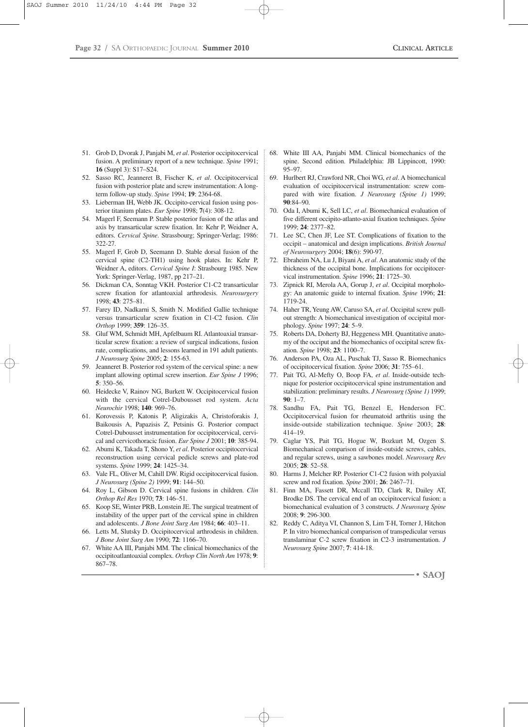51. Grob D, Dvorak J, Panjabi M, *et al*. Posterior occipitocervical fusion. A preliminary report of a new technique. *Spine* 1991; **16** (Suppl 3): S17–S24.
52. Sasso RC, Jeanneret B, Fischer K, *et al*. Occipitocervical fusion with posterior plate and screw instrumentation: A long-term follow-up study. *Spine* 1994; **19**: 2364-68.
53. Lieberman IH, Webb JK. Occipito-cervical fusion using posterior titanium plates. *Eur Spine* 1998; **7**(4): 308-12.
54. Magerl F, Seemann P. Stable posterior fusion of the atlas and axis by transarticular screw fixation. In: Kehr P, Weidner A, editors. *Cervical Spine*. Strassbourg; Springer-Verlag; 1986: 322-27.
55. Magerl F, Grob D, Seemann D. Stable dorsal fusion of the cervical spine (C2-TH1) using hook plates. In: Kehr P, Weidner A, editors. *Cervical Spine I*: Strasbourg 1985. New York: Springer-Verlag, 1987, pp 217–21.
56. Dickman CA, Sonntag VKH. Posterior C1-C2 transarticular screw fixation for atlantoaxial arthrodesis. *Neurosurgery* 1998; **43**: 275–81.
57. Farey ID, Nadkarni S, Smith N. Modified Gallie technique versus transarticular screw fixation in C1-C2 fusion. *Clin Orthop* 1999; **359**: 126–35.
58. Gluf WM, Schmidt MH, Apfelbaum RI. Atlantoaxial transarticular screw fixation: a review of surgical indications, fusion rate, complications, and lessons learned in 191 adult patients. *J Neurosurg Spine* 2005; **2**: 155-63.
59. Jeanneret B. Posterior rod system of the cervical spine: a new implant allowing optimal screw insertion. *Eur Spine J* 1996; **5**: 350–56.
60. Heidecke V, Rainov NG, Burkett W. Occipitocervical fusion with the cervical Cotrel-Dubousset rod system. *Acta Neurochir* 1998; **140**: 969–76.
61. Korovessis P, Katonis P, Aligizakis A, Christoforakis J, Baikousis A, Papazisis Z, Petsinis G. Posterior compact Cotrel-Dubousset instrumentation for occipitocervical, cervical and cervicothoracic fusion. *Eur Spine J* 2001; **10**: 385-94.
62. Abumi K, Takada T, Shono Y, *et al*. Posterior occipitocervical reconstruction using cervical pedicle screws and plate-rod systems. *Spine* 1999; **24**: 1425–34.
63. Vale FL, Oliver M, Cahill DW. Rigid occipitocervical fusion. *J Neurosurg (Spine 2)* 1999; **91**: 144–50.
64. Roy L, Gibson D. Cervical spine fusions in children. *Clin Orthop Rel Res* 1970; **73**: 146–51.
65. Koop SE, Winter PRB, Lonstein JE. The surgical treatment of instability of the upper part of the cervical spine in children and adolescents. *J Bone Joint Surg Am* 1984; **66**: 403–11.
66. Letts M, Slutsky D. Occipitocervical arthrodesis in children. *J Bone Joint Surg Am* 1990; **72**: 1166–70.
67. White AA III, Panjabi MM. The clinical biomechanics of the occipitoatlantoaxial complex. *Orthop Clin North Am* 1978; **9**: 867–78.
68. White III AA, Panjabi MM. Clinical biomechanics of the spine. Second edition. Philadelphia: JB Lippincott, 1990: 95–97.
69. Hurlbert RJ, Crawford NR, Choi WG, *et al*. A biomechanical evaluation of occipitocervical instrumentation: screw compared with wire fixation. *J Neurosurg (Spine 1)* 1999; **90**:84–90.
70. Oda I, Abumi K, Sell LC, *et al*. Biomechanical evaluation of five different occipito-atlanto-axial fixation techniques. *Spine* 1999; **24**: 2377–82.
71. Lee SC, Chen JF, Lee ST. Complications of fixation to the occipit – anatomical and design implications. *British Journal of Neurosurgery* 2004; **18**(6): 590-97.
72. Ebraheim NA, Lu J, Biyani A, *et al*. An anatomic study of the thickness of the occipital bone. Implications for occipitocervical instrumentation. *Spine* 1996; **21**: 1725–30.
73. Zipnick RI, Merola AA, Gorup J, *et al*. Occipital morphology: An anatomic guide to internal fixation. *Spine* 1996; **21**: 1719-24.
74. Haher TR, Yeung AW, Caruso SA, *et al*. Occipital screw pullout strength: A biomechanical investigation of occipital morphology. *Spine* 1997; **24**: 5–9.
75. Roberts DA, Doherty BJ, Heggeness MH. Quantitative anatomy of the occiput and the biomechanics of occipital screw fixation. *Spine* 1998; **23**: 1100–7.
76. Anderson PA, Oza AL, Puschak TJ, Sasso R. Biomechanics of occipitocervical fixation. *Spine* 2006; **31**: 755–61.
77. Pait TG, Al-Mefty O, Boop FA, *et al*. Inside-outside technique for posterior occipitocervical spine instrumentation and stabilization: preliminary results. *J Neurosurg (Spine 1)* 1999; **90**: 1–7.
78. Sandhu FA, Pait TG, Benzel E, Henderson FC. Occipitocervical fusion for rheumatoid arthritis using the inside-outside stabilization technique. *Spine* 2003; **28**: 414–19.
79. Caglar YS, Pait TG, Hogue W, Bozkurt M, Ozgen S. Biomechanical comparison of inside-outside screws, cables, and regular screws, using a sawbones model. *Neurosurg Rev* 2005; **28**: 52–58.
80. Harms J, Melcher RP. Posterior C1-C2 fusion with polyaxial screw and rod fixation. *Spine* 2001; **26**: 2467–71.
81. Finn MA, Fassett DR, Mccall TD, Clark R, Dailey AT, Brodke DS. The cervical end of an occipitocervical fusion: a biomechanical evaluation of 3 constructs. *J Neurosurg Spine* 2008; **9**: 296-300.
82. Reddy C, Aditya VI, Channon S, Lim T-H, Torner J, Hitchon P. In vitro biomechanical comparison of transpedicular versus translaminar C-2 screw fixation in C2-3 instrumentation. *J Neurosurg Spine* 2007; **7**: 414-18.